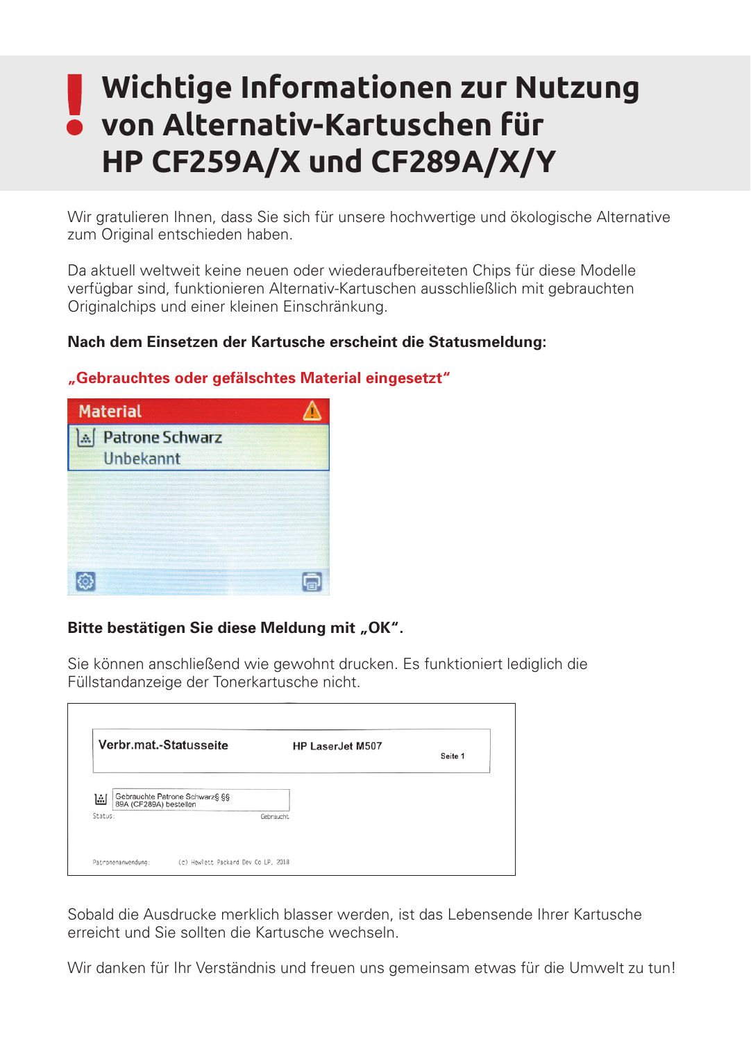# ! Wichtige Informationen zur Nutzung von Alternativ-Kartuschen für HP CF259A/X und CF289A/X/Y

Wir gratulieren Ihnen, dass Sie sich für unsere hochwertige und ökologische Alternative zum Original entschieden haben.

Da aktuell weltweit keine neuen oder wiederaufbereiteten Chips für diese Modelle verfügbar sind, funktionieren Alternativ-Kartuschen ausschließlich mit gebrauchten Originalchips und einer kleinen Einschränkung.

**Nach dem Einsetzen der Kartusche erscheint die Statusmeldung:**

**„Gebrauchtes oder gefälschtes Material eingesetzt"**

Material
Patrone Schwarz
Unbekannt

**Bitte bestätigen Sie diese Meldung mit „OK".**

Sie können anschließend wie gewohnt drucken. Es funktioniert lediglich die Füllstandanzeige der Tonerkartusche nicht.

Verbr.mat.-Statusseite — HP LaserJet M507 — Seite 1

Gebrauchte Patrone Schwarz§ §§
89A (CF289A) bestellen
Status: Gebraucht

Patronenanwendung: (c) Hewlett Packard Dev Co LP, 2018

Sobald die Ausdrucke merklich blasser werden, ist das Lebensende Ihrer Kartusche erreicht und Sie sollten die Kartusche wechseln.

Wir danken für Ihr Verständnis und freuen uns gemeinsam etwas für die Umwelt zu tun!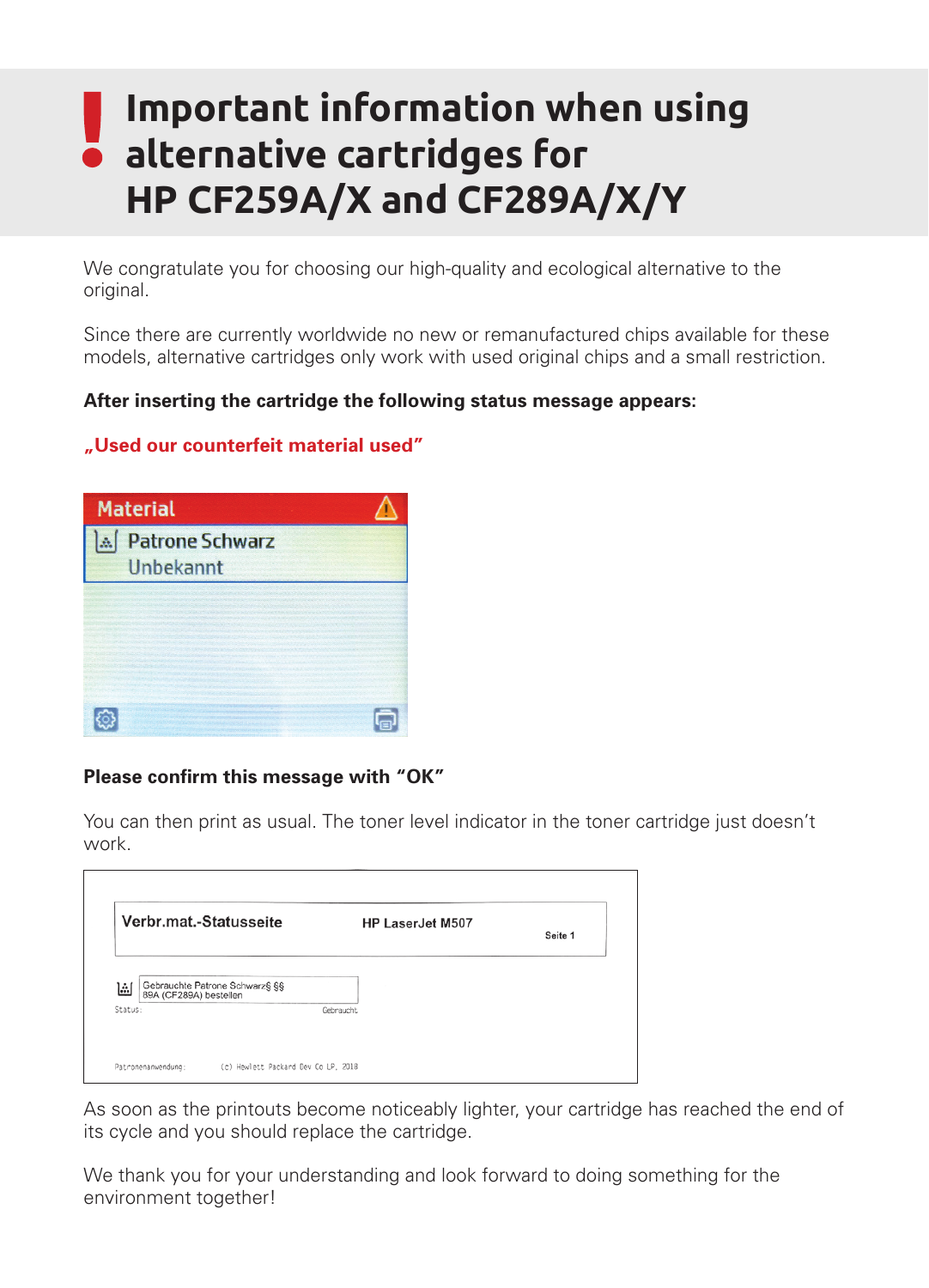# ! Important information when using alternative cartridges for HP CF259A/X and CF289A/X/Y

We congratulate you for choosing our high-quality and ecological alternative to the original.

Since there are currently worldwide no new or remanufactured chips available for these models, alternative cartridges only work with used original chips and a small restriction.

**After inserting the cartridge the following status message appears:**

**„Used our counterfeit material used"**

Material

Patrone Schwarz

Unbekannt

**Please confirm this message with "OK"**

You can then print as usual. The toner level indicator in the toner cartridge just doesn't work.

Verbr.mat.-Statusseite

HP LaserJet M507

Seite 1

Gebrauchte Patrone Schwarz§ §§

89A (CF289A) bestellen

Status:

Gebraucht

Patronenanwendung:

(c) Hewlett Packard Dev Co LP, 2018

As soon as the printouts become noticeably lighter, your cartridge has reached the end of its cycle and you should replace the cartridge.

We thank you for your understanding and look forward to doing something for the environment together!